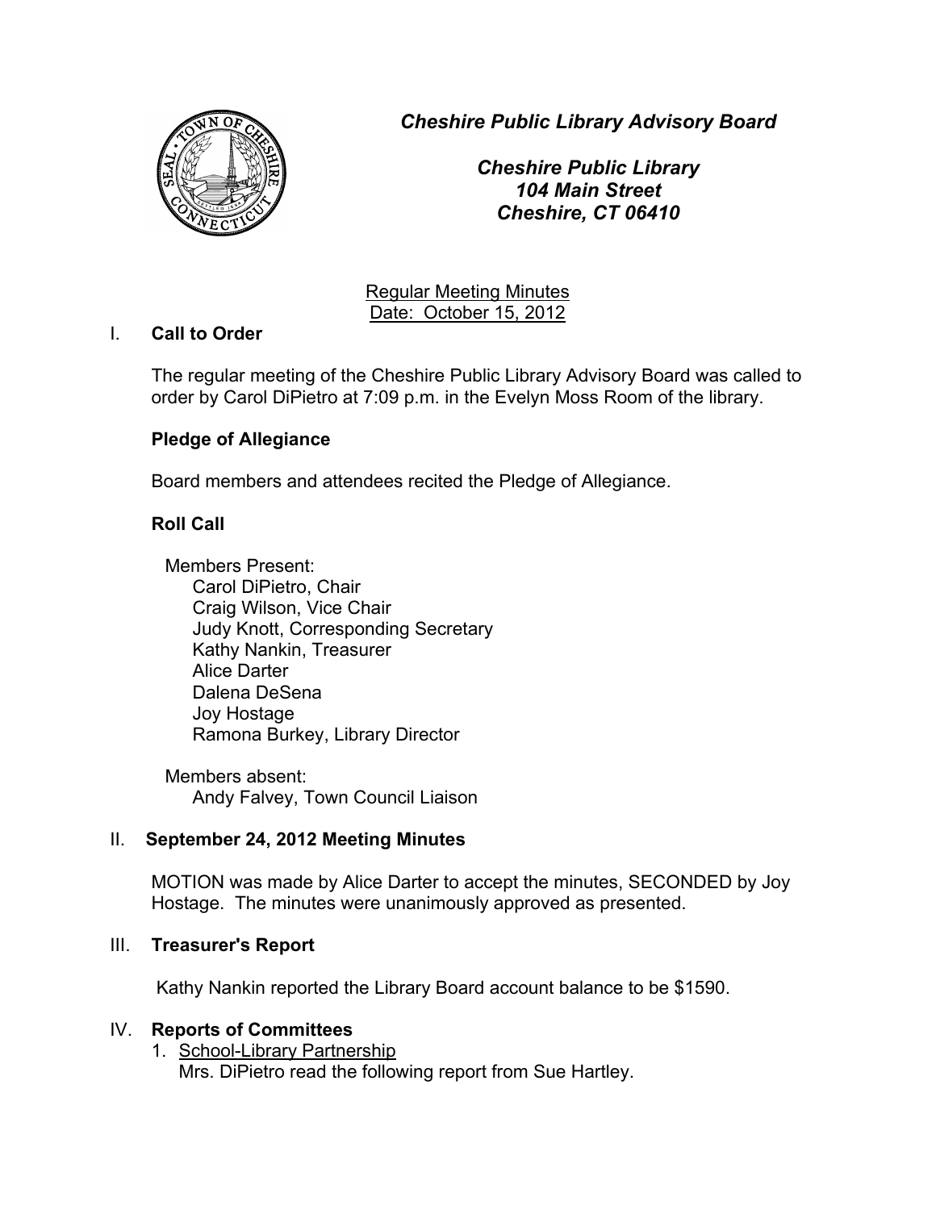*Cheshire Public Library Advisory Board*

*Cheshire Public Library*
*104 Main Street*
*Cheshire, CT 06410*

Regular Meeting Minutes
Date: October 15, 2012

## I. Call to Order

The regular meeting of the Cheshire Public Library Advisory Board was called to order by Carol DiPietro at 7:09 p.m. in the Evelyn Moss Room of the library.

**Pledge of Allegiance**

Board members and attendees recited the Pledge of Allegiance.

**Roll Call**

Members Present:
- Carol DiPietro, Chair
- Craig Wilson, Vice Chair
- Judy Knott, Corresponding Secretary
- Kathy Nankin, Treasurer
- Alice Darter
- Dalena DeSena
- Joy Hostage
- Ramona Burkey, Library Director

Members absent:
- Andy Falvey, Town Council Liaison

## II. September 24, 2012 Meeting Minutes

MOTION was made by Alice Darter to accept the minutes, SECONDED by Joy Hostage. The minutes were unanimously approved as presented.

## III. Treasurer's Report

Kathy Nankin reported the Library Board account balance to be $1590.

## IV. Reports of Committees

1. School-Library Partnership
   Mrs. DiPietro read the following report from Sue Hartley.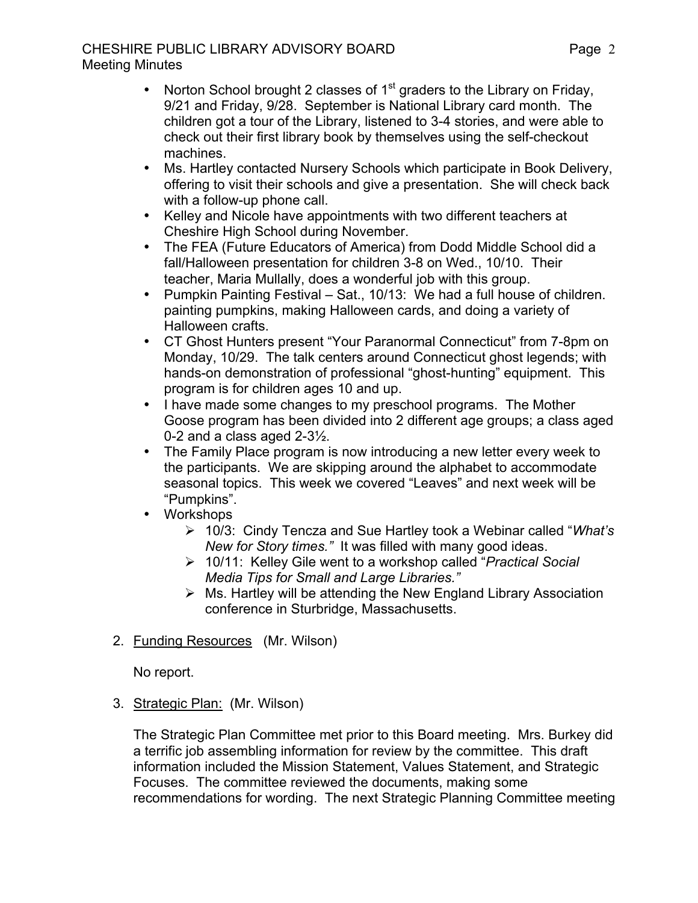- Norton School brought 2 classes of 1st graders to the Library on Friday, 9/21 and Friday, 9/28. September is National Library card month. The children got a tour of the Library, listened to 3-4 stories, and were able to check out their first library book by themselves using the self-checkout machines.
- Ms. Hartley contacted Nursery Schools which participate in Book Delivery, offering to visit their schools and give a presentation. She will check back with a follow-up phone call.
- Kelley and Nicole have appointments with two different teachers at Cheshire High School during November.
- The FEA (Future Educators of America) from Dodd Middle School did a fall/Halloween presentation for children 3-8 on Wed., 10/10. Their teacher, Maria Mullally, does a wonderful job with this group.
- Pumpkin Painting Festival – Sat., 10/13: We had a full house of children. painting pumpkins, making Halloween cards, and doing a variety of Halloween crafts.
- CT Ghost Hunters present "Your Paranormal Connecticut" from 7-8pm on Monday, 10/29. The talk centers around Connecticut ghost legends; with hands-on demonstration of professional "ghost-hunting" equipment. This program is for children ages 10 and up.
- I have made some changes to my preschool programs. The Mother Goose program has been divided into 2 different age groups; a class aged 0-2 and a class aged 2-3½.
- The Family Place program is now introducing a new letter every week to the participants. We are skipping around the alphabet to accommodate seasonal topics. This week we covered "Leaves" and next week will be "Pumpkins".
- Workshops
    - 10/3: Cindy Tencza and Sue Hartley took a Webinar called "*What's New for Story times."* It was filled with many good ideas.
    - 10/11: Kelley Gile went to a workshop called "*Practical Social Media Tips for Small and Large Libraries."*
    - Ms. Hartley will be attending the New England Library Association conference in Sturbridge, Massachusetts.

2. <u>Funding Resources</u> (Mr. Wilson)

   No report.

3. <u>Strategic Plan:</u> (Mr. Wilson)

   The Strategic Plan Committee met prior to this Board meeting. Mrs. Burkey did a terrific job assembling information for review by the committee. This draft information included the Mission Statement, Values Statement, and Strategic Focuses. The committee reviewed the documents, making some recommendations for wording. The next Strategic Planning Committee meeting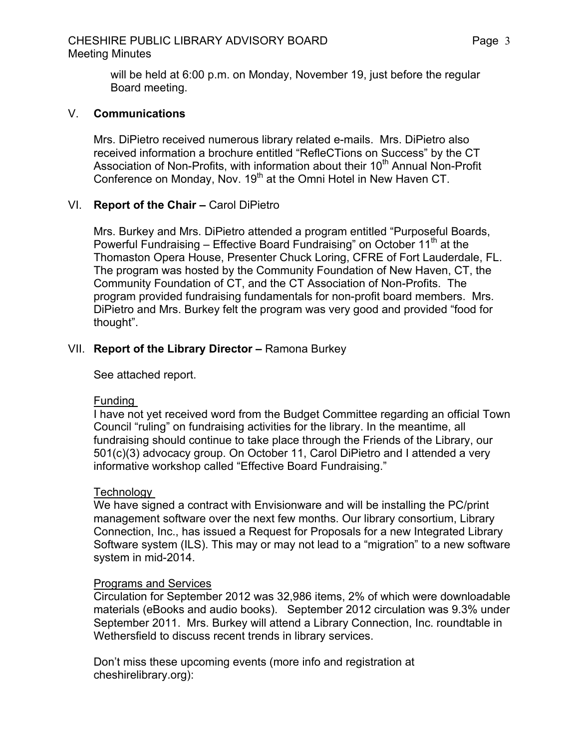will be held at 6:00 p.m. on Monday, November 19, just before the regular Board meeting.

## V. **Communications**

Mrs. DiPietro received numerous library related e-mails. Mrs. DiPietro also received information a brochure entitled "RefleCTions on Success" by the CT Association of Non-Profits, with information about their 10th Annual Non-Profit Conference on Monday, Nov. 19th at the Omni Hotel in New Haven CT.

## VI. **Report of the Chair –** Carol DiPietro

Mrs. Burkey and Mrs. DiPietro attended a program entitled "Purposeful Boards, Powerful Fundraising – Effective Board Fundraising" on October 11th at the Thomaston Opera House, Presenter Chuck Loring, CFRE of Fort Lauderdale, FL. The program was hosted by the Community Foundation of New Haven, CT, the Community Foundation of CT, and the CT Association of Non-Profits. The program provided fundraising fundamentals for non-profit board members. Mrs. DiPietro and Mrs. Burkey felt the program was very good and provided "food for thought".

## VII. **Report of the Library Director –** Ramona Burkey

See attached report.

Funding

I have not yet received word from the Budget Committee regarding an official Town Council "ruling" on fundraising activities for the library. In the meantime, all fundraising should continue to take place through the Friends of the Library, our 501(c)(3) advocacy group. On October 11, Carol DiPietro and I attended a very informative workshop called "Effective Board Fundraising."

Technology

We have signed a contract with Envisionware and will be installing the PC/print management software over the next few months. Our library consortium, Library Connection, Inc., has issued a Request for Proposals for a new Integrated Library Software system (ILS). This may or may not lead to a "migration" to a new software system in mid-2014.

Programs and Services

Circulation for September 2012 was 32,986 items, 2% of which were downloadable materials (eBooks and audio books). September 2012 circulation was 9.3% under September 2011. Mrs. Burkey will attend a Library Connection, Inc. roundtable in Wethersfield to discuss recent trends in library services.

Don't miss these upcoming events (more info and registration at cheshirelibrary.org):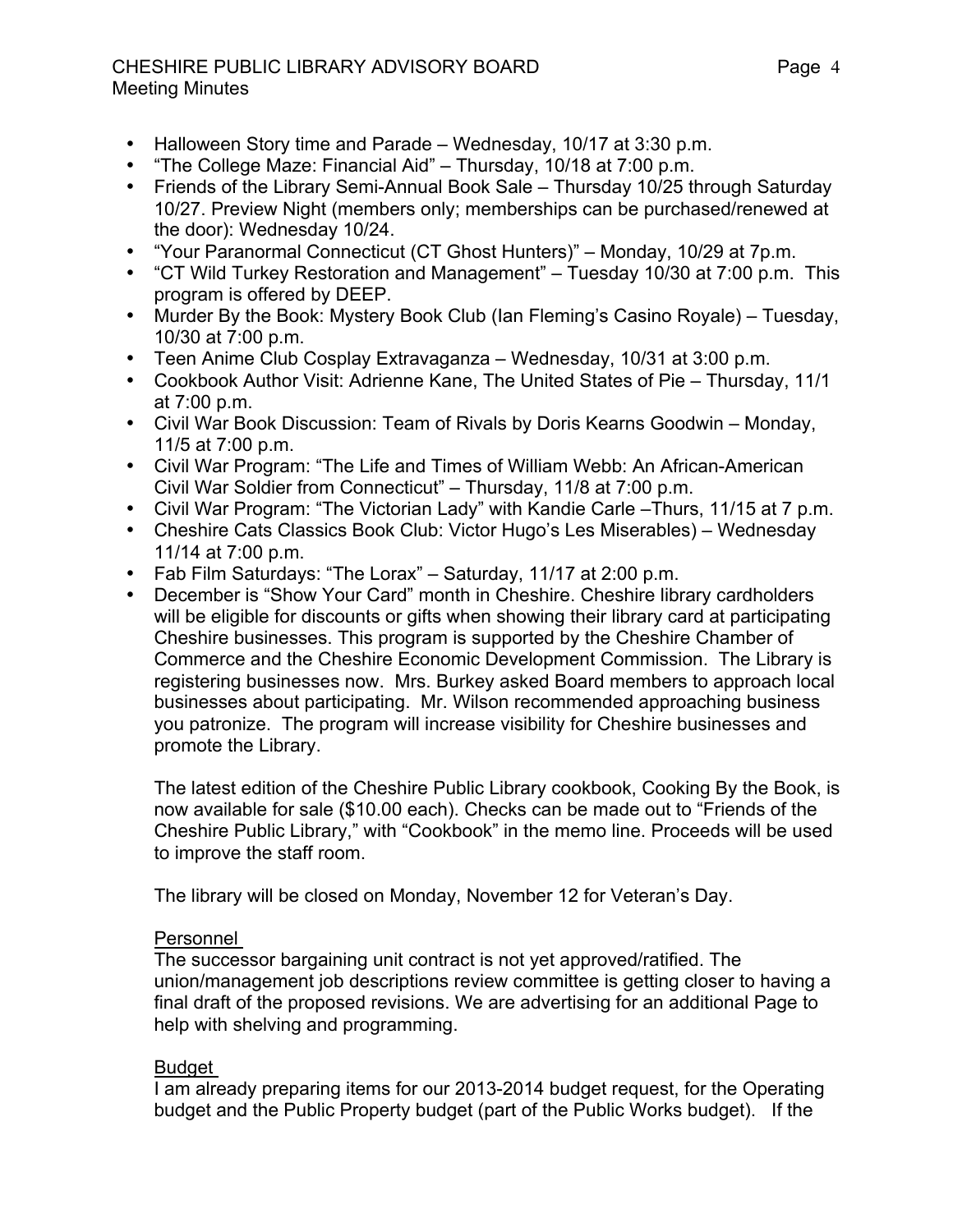- Halloween Story time and Parade – Wednesday, 10/17 at 3:30 p.m.
- "The College Maze: Financial Aid" – Thursday, 10/18 at 7:00 p.m.
- Friends of the Library Semi-Annual Book Sale – Thursday 10/25 through Saturday 10/27. Preview Night (members only; memberships can be purchased/renewed at the door): Wednesday 10/24.
- "Your Paranormal Connecticut (CT Ghost Hunters)" – Monday, 10/29 at 7p.m.
- "CT Wild Turkey Restoration and Management" – Tuesday 10/30 at 7:00 p.m. This program is offered by DEEP.
- Murder By the Book: Mystery Book Club (Ian Fleming's Casino Royale) – Tuesday, 10/30 at 7:00 p.m.
- Teen Anime Club Cosplay Extravaganza – Wednesday, 10/31 at 3:00 p.m.
- Cookbook Author Visit: Adrienne Kane, The United States of Pie – Thursday, 11/1 at 7:00 p.m.
- Civil War Book Discussion: Team of Rivals by Doris Kearns Goodwin – Monday, 11/5 at 7:00 p.m.
- Civil War Program: "The Life and Times of William Webb: An African-American Civil War Soldier from Connecticut" – Thursday, 11/8 at 7:00 p.m.
- Civil War Program: "The Victorian Lady" with Kandie Carle –Thurs, 11/15 at 7 p.m.
- Cheshire Cats Classics Book Club: Victor Hugo's Les Miserables) – Wednesday 11/14 at 7:00 p.m.
- Fab Film Saturdays: "The Lorax" – Saturday, 11/17 at 2:00 p.m.
- December is "Show Your Card" month in Cheshire. Cheshire library cardholders will be eligible for discounts or gifts when showing their library card at participating Cheshire businesses. This program is supported by the Cheshire Chamber of Commerce and the Cheshire Economic Development Commission. The Library is registering businesses now. Mrs. Burkey asked Board members to approach local businesses about participating. Mr. Wilson recommended approaching business you patronize. The program will increase visibility for Cheshire businesses and promote the Library.

The latest edition of the Cheshire Public Library cookbook, Cooking By the Book, is now available for sale ($10.00 each). Checks can be made out to "Friends of the Cheshire Public Library," with "Cookbook" in the memo line. Proceeds will be used to improve the staff room.

The library will be closed on Monday, November 12 for Veteran's Day.

Personnel

The successor bargaining unit contract is not yet approved/ratified. The union/management job descriptions review committee is getting closer to having a final draft of the proposed revisions. We are advertising for an additional Page to help with shelving and programming.

Budget

I am already preparing items for our 2013-2014 budget request, for the Operating budget and the Public Property budget (part of the Public Works budget). If the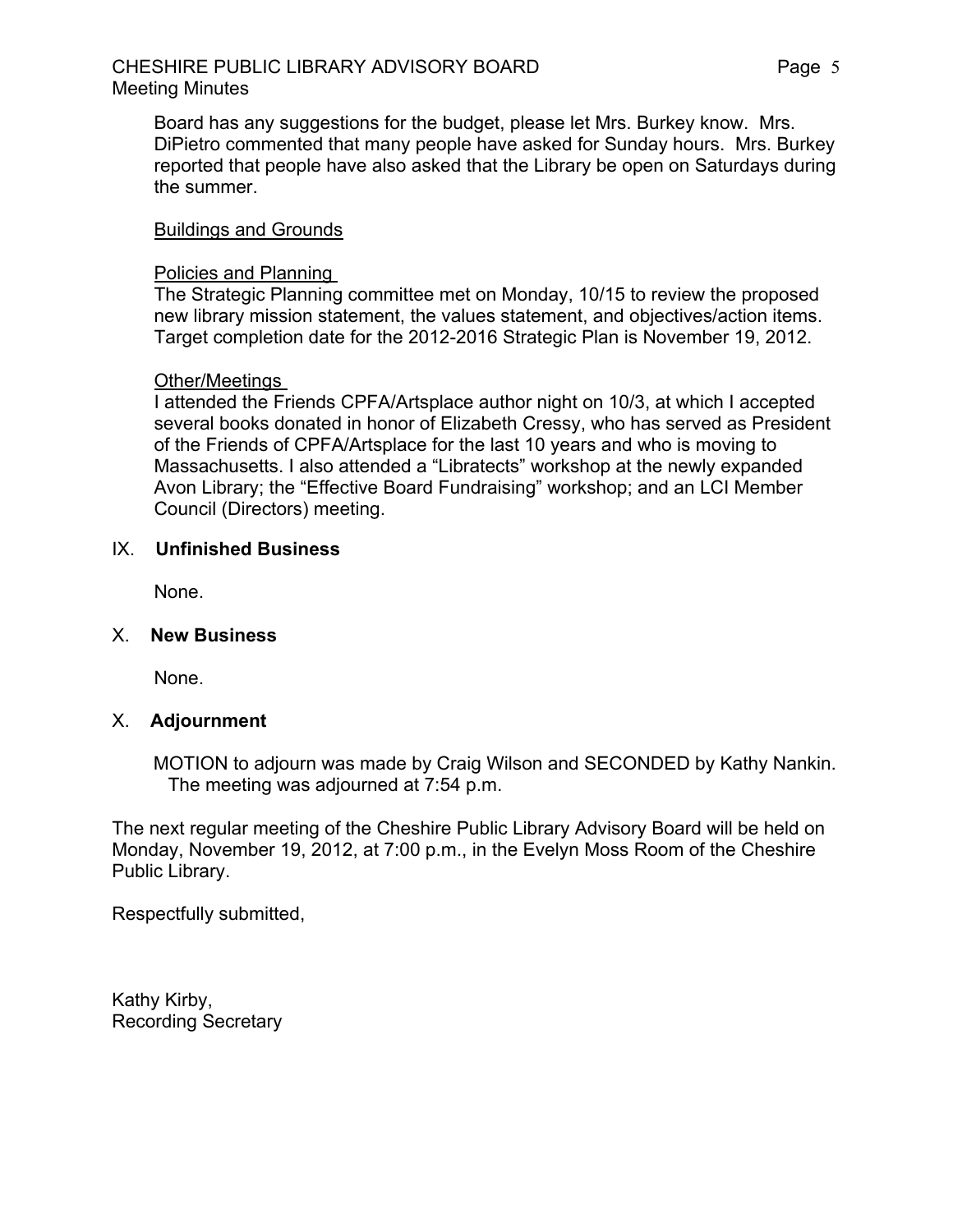Board has any suggestions for the budget, please let Mrs. Burkey know. Mrs. DiPietro commented that many people have asked for Sunday hours. Mrs. Burkey reported that people have also asked that the Library be open on Saturdays during the summer.

Buildings and Grounds

Policies and Planning

The Strategic Planning committee met on Monday, 10/15 to review the proposed new library mission statement, the values statement, and objectives/action items. Target completion date for the 2012-2016 Strategic Plan is November 19, 2012.

Other/Meetings

I attended the Friends CPFA/Artsplace author night on 10/3, at which I accepted several books donated in honor of Elizabeth Cressy, who has served as President of the Friends of CPFA/Artsplace for the last 10 years and who is moving to Massachusetts. I also attended a "Libratects" workshop at the newly expanded Avon Library; the "Effective Board Fundraising" workshop; and an LCI Member Council (Directors) meeting.

## IX. Unfinished Business

None.

## X. New Business

None.

## X. Adjournment

MOTION to adjourn was made by Craig Wilson and SECONDED by Kathy Nankin. The meeting was adjourned at 7:54 p.m.

The next regular meeting of the Cheshire Public Library Advisory Board will be held on Monday, November 19, 2012, at 7:00 p.m., in the Evelyn Moss Room of the Cheshire Public Library.

Respectfully submitted,

Kathy Kirby,
Recording Secretary